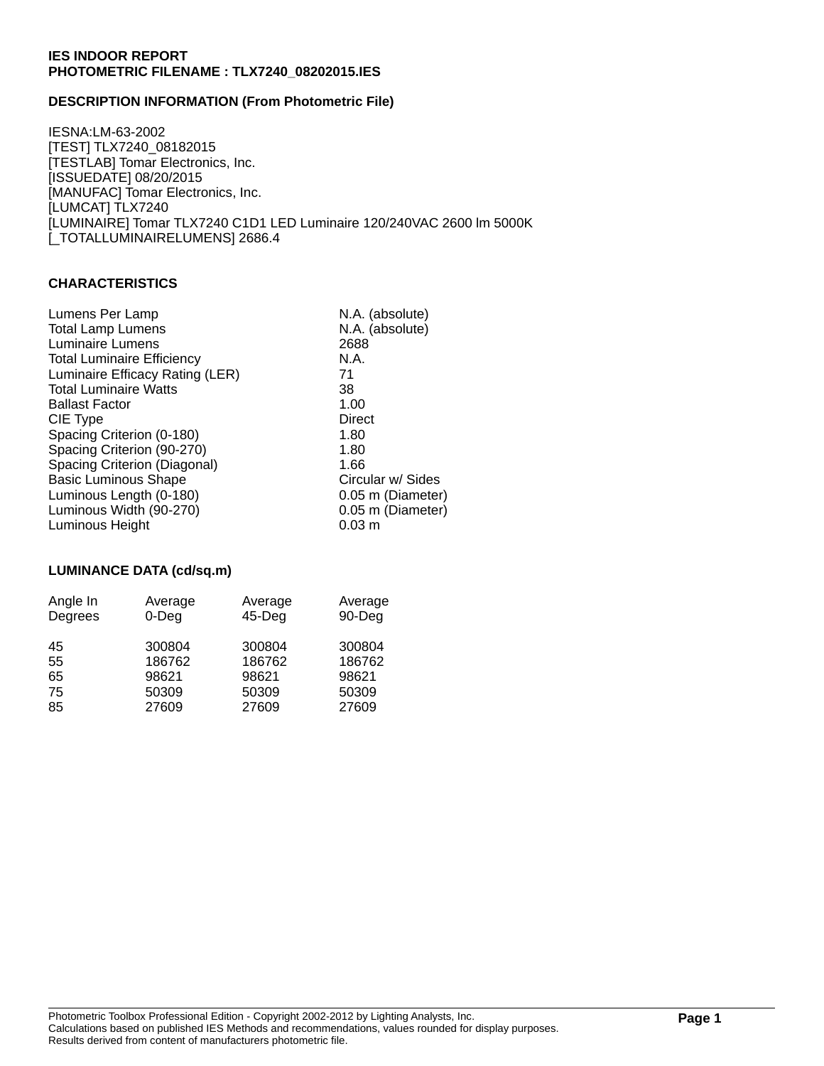**IES INDOOR REPORT**
**PHOTOMETRIC FILENAME : TLX7240_08202015.IES**

## DESCRIPTION INFORMATION (From Photometric File)

IESNA:LM-63-2002
[TEST] TLX7240_08182015
[TESTLAB] Tomar Electronics, Inc.
[ISSUEDATE] 08/20/2015
[MANUFAC] Tomar Electronics, Inc.
[LUMCAT] TLX7240
[LUMINAIRE] Tomar TLX7240 C1D1 LED Luminaire 120/240VAC 2600 lm 5000K
[_TOTALLUMINAIRELUMENS] 2686.4

## CHARACTERISTICS

| | |
|---|---|
| Lumens Per Lamp | N.A. (absolute) |
| Total Lamp Lumens | N.A. (absolute) |
| Luminaire Lumens | 2688 |
| Total Luminaire Efficiency | N.A. |
| Luminaire Efficacy Rating (LER) | 71 |
| Total Luminaire Watts | 38 |
| Ballast Factor | 1.00 |
| CIE Type | Direct |
| Spacing Criterion (0-180) | 1.80 |
| Spacing Criterion (90-270) | 1.80 |
| Spacing Criterion (Diagonal) | 1.66 |
| Basic Luminous Shape | Circular w/ Sides |
| Luminous Length (0-180) | 0.05 m (Diameter) |
| Luminous Width (90-270) | 0.05 m (Diameter) |
| Luminous Height | 0.03 m |

## LUMINANCE DATA (cd/sq.m)

| Angle In Degrees | Average 0-Deg | Average 45-Deg | Average 90-Deg |
|---|---|---|---|
| 45 | 300804 | 300804 | 300804 |
| 55 | 186762 | 186762 | 186762 |
| 65 | 98621 | 98621 | 98621 |
| 75 | 50309 | 50309 | 50309 |
| 85 | 27609 | 27609 | 27609 |

Photometric Toolbox Professional Edition - Copyright 2002-2012 by Lighting Analysts, Inc.
Calculations based on published IES Methods and recommendations, values rounded for display purposes.
Results derived from content of manufacturers photometric file.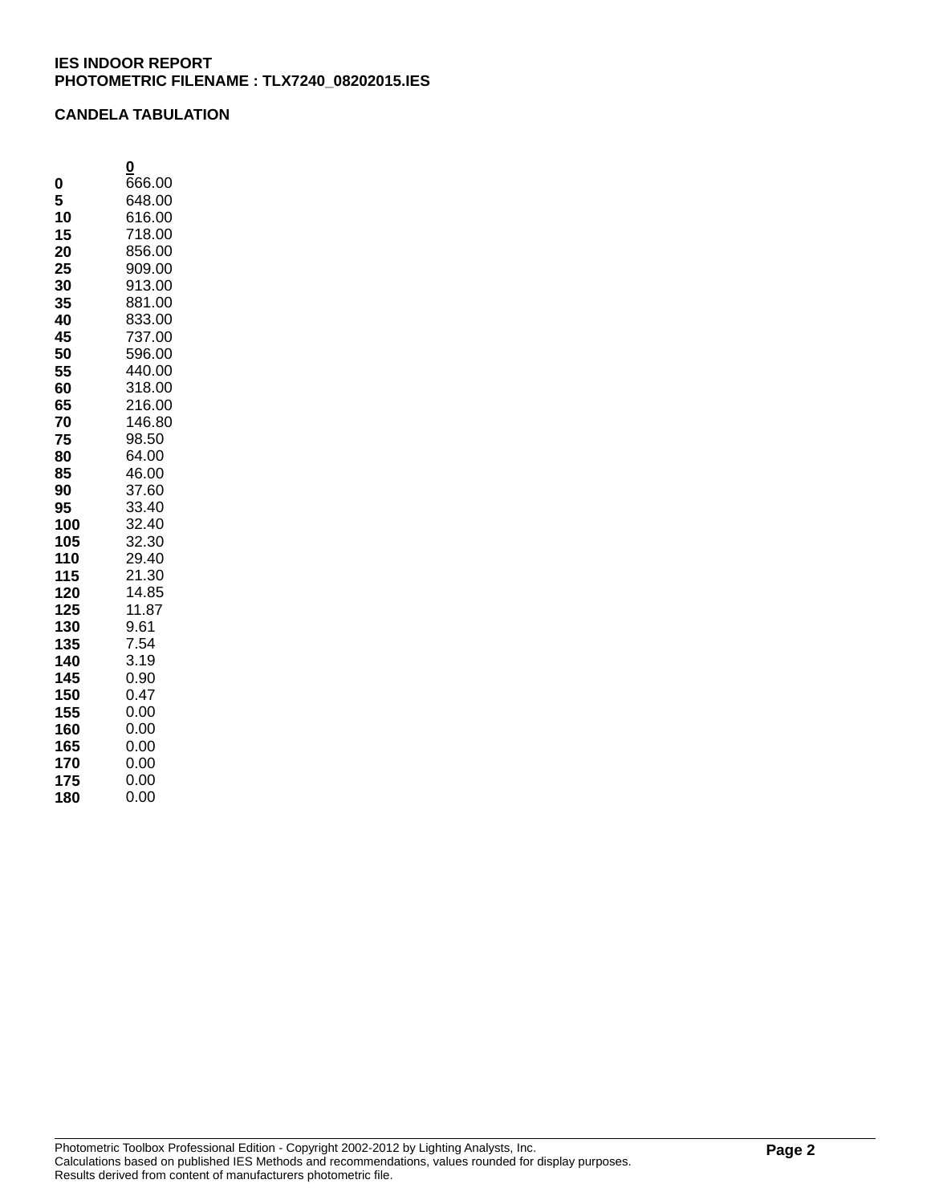**IES INDOOR REPORT**
**PHOTOMETRIC FILENAME : TLX7240_08202015.IES**

**CANDELA TABULATION**

| | 0 |
|---|---|
| **0** | 666.00 |
| **5** | 648.00 |
| **10** | 616.00 |
| **15** | 718.00 |
| **20** | 856.00 |
| **25** | 909.00 |
| **30** | 913.00 |
| **35** | 881.00 |
| **40** | 833.00 |
| **45** | 737.00 |
| **50** | 596.00 |
| **55** | 440.00 |
| **60** | 318.00 |
| **65** | 216.00 |
| **70** | 146.80 |
| **75** | 98.50 |
| **80** | 64.00 |
| **85** | 46.00 |
| **90** | 37.60 |
| **95** | 33.40 |
| **100** | 32.40 |
| **105** | 32.30 |
| **110** | 29.40 |
| **115** | 21.30 |
| **120** | 14.85 |
| **125** | 11.87 |
| **130** | 9.61 |
| **135** | 7.54 |
| **140** | 3.19 |
| **145** | 0.90 |
| **150** | 0.47 |
| **155** | 0.00 |
| **160** | 0.00 |
| **165** | 0.00 |
| **170** | 0.00 |
| **175** | 0.00 |
| **180** | 0.00 |

Photometric Toolbox Professional Edition - Copyright 2002-2012 by Lighting Analysts, Inc.
Calculations based on published IES Methods and recommendations, values rounded for display purposes.
Results derived from content of manufacturers photometric file.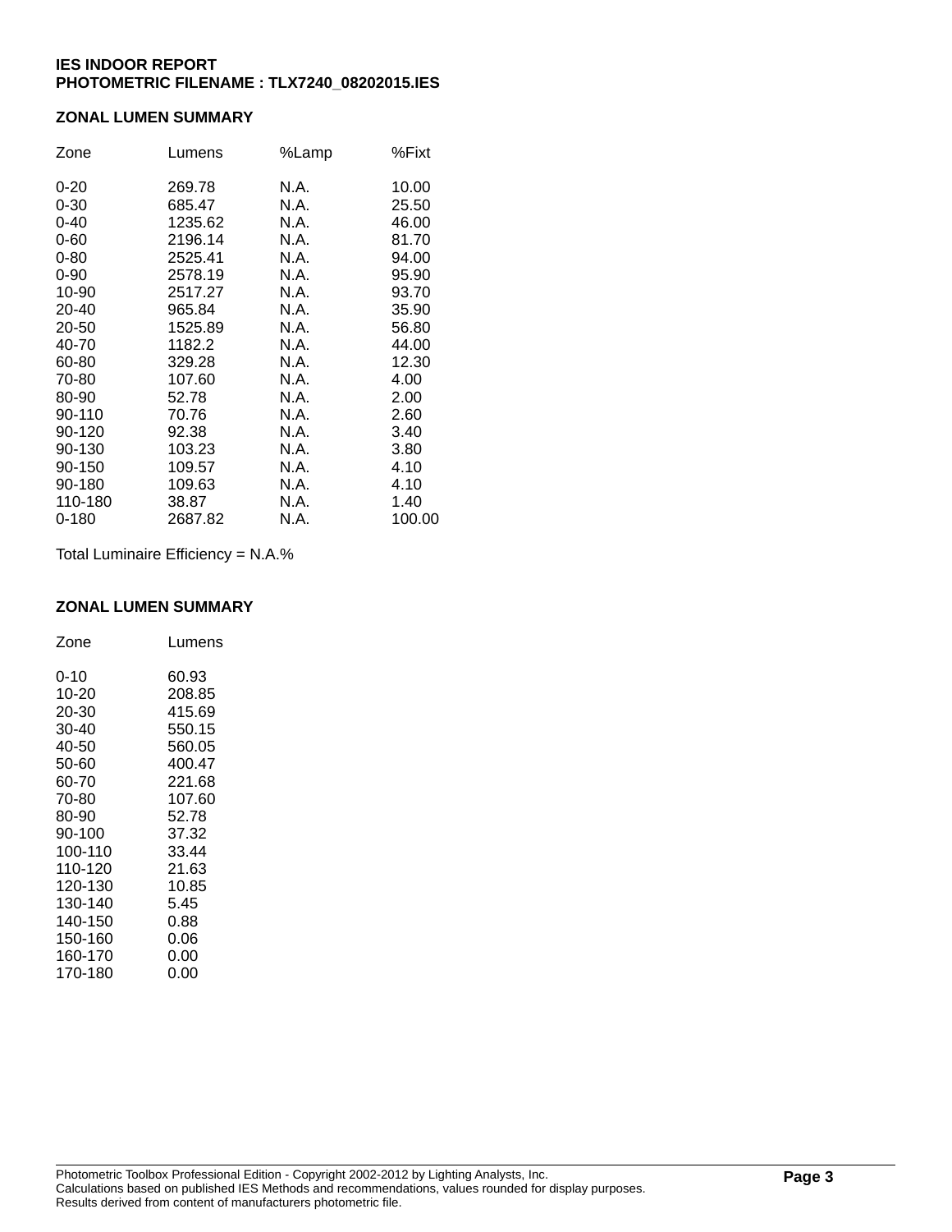**IES INDOOR REPORT**
**PHOTOMETRIC FILENAME : TLX7240_08202015.IES**

## ZONAL LUMEN SUMMARY

| Zone | Lumens | %Lamp | %Fixt |
|---|---|---|---|
| 0-20 | 269.78 | N.A. | 10.00 |
| 0-30 | 685.47 | N.A. | 25.50 |
| 0-40 | 1235.62 | N.A. | 46.00 |
| 0-60 | 2196.14 | N.A. | 81.70 |
| 0-80 | 2525.41 | N.A. | 94.00 |
| 0-90 | 2578.19 | N.A. | 95.90 |
| 10-90 | 2517.27 | N.A. | 93.70 |
| 20-40 | 965.84 | N.A. | 35.90 |
| 20-50 | 1525.89 | N.A. | 56.80 |
| 40-70 | 1182.2 | N.A. | 44.00 |
| 60-80 | 329.28 | N.A. | 12.30 |
| 70-80 | 107.60 | N.A. | 4.00 |
| 80-90 | 52.78 | N.A. | 2.00 |
| 90-110 | 70.76 | N.A. | 2.60 |
| 90-120 | 92.38 | N.A. | 3.40 |
| 90-130 | 103.23 | N.A. | 3.80 |
| 90-150 | 109.57 | N.A. | 4.10 |
| 90-180 | 109.63 | N.A. | 4.10 |
| 110-180 | 38.87 | N.A. | 1.40 |
| 0-180 | 2687.82 | N.A. | 100.00 |

Total Luminaire Efficiency = N.A.%

## ZONAL LUMEN SUMMARY

| Zone | Lumens |
|---|---|
| 0-10 | 60.93 |
| 10-20 | 208.85 |
| 20-30 | 415.69 |
| 30-40 | 550.15 |
| 40-50 | 560.05 |
| 50-60 | 400.47 |
| 60-70 | 221.68 |
| 70-80 | 107.60 |
| 80-90 | 52.78 |
| 90-100 | 37.32 |
| 100-110 | 33.44 |
| 110-120 | 21.63 |
| 120-130 | 10.85 |
| 130-140 | 5.45 |
| 140-150 | 0.88 |
| 150-160 | 0.06 |
| 160-170 | 0.00 |
| 170-180 | 0.00 |

Photometric Toolbox Professional Edition - Copyright 2002-2012 by Lighting Analysts, Inc.
Calculations based on published IES Methods and recommendations, values rounded for display purposes.
Results derived from content of manufacturers photometric file.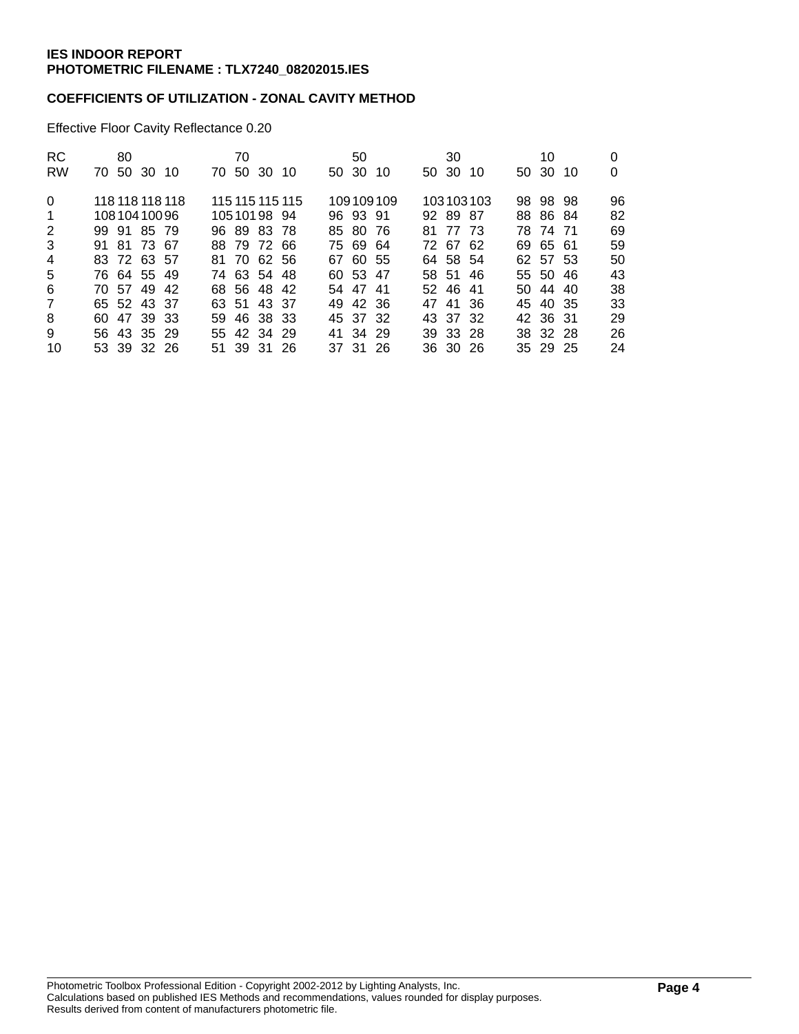**IES INDOOR REPORT**
**PHOTOMETRIC FILENAME : TLX7240_08202015.IES**

**COEFFICIENTS OF UTILIZATION - ZONAL CAVITY METHOD**

Effective Floor Cavity Reflectance 0.20

| RC | 80 | | | | 70 | | | | 50 | | | 30 | | | 10 | | | 0 |
|---|---|---|---|---|---|---|---|---|---|---|---|---|---|---|---|---|---|---|
| RW | 70 | 50 | 30 | 10 | 70 | 50 | 30 | 10 | 50 | 30 | 10 | 50 | 30 | 10 | 50 | 30 | 10 | 0 |
| 0 | 118 | 118 | 118 | 118 | 115 | 115 | 115 | 115 | 109 | 109 | 109 | 103 | 103 | 103 | 98 | 98 | 98 | 96 |
| 1 | 108 | 104 | 100 | 96 | 105 | 101 | 98 | 94 | 96 | 93 | 91 | 92 | 89 | 87 | 88 | 86 | 84 | 82 |
| 2 | 99 | 91 | 85 | 79 | 96 | 89 | 83 | 78 | 85 | 80 | 76 | 81 | 77 | 73 | 78 | 74 | 71 | 69 |
| 3 | 91 | 81 | 73 | 67 | 88 | 79 | 72 | 66 | 75 | 69 | 64 | 72 | 67 | 62 | 69 | 65 | 61 | 59 |
| 4 | 83 | 72 | 63 | 57 | 81 | 70 | 62 | 56 | 67 | 60 | 55 | 64 | 58 | 54 | 62 | 57 | 53 | 50 |
| 5 | 76 | 64 | 55 | 49 | 74 | 63 | 54 | 48 | 60 | 53 | 47 | 58 | 51 | 46 | 55 | 50 | 46 | 43 |
| 6 | 70 | 57 | 49 | 42 | 68 | 56 | 48 | 42 | 54 | 47 | 41 | 52 | 46 | 41 | 50 | 44 | 40 | 38 |
| 7 | 65 | 52 | 43 | 37 | 63 | 51 | 43 | 37 | 49 | 42 | 36 | 47 | 41 | 36 | 45 | 40 | 35 | 33 |
| 8 | 60 | 47 | 39 | 33 | 59 | 46 | 38 | 33 | 45 | 37 | 32 | 43 | 37 | 32 | 42 | 36 | 31 | 29 |
| 9 | 56 | 43 | 35 | 29 | 55 | 42 | 34 | 29 | 41 | 34 | 29 | 39 | 33 | 28 | 38 | 32 | 28 | 26 |
| 10 | 53 | 39 | 32 | 26 | 51 | 39 | 31 | 26 | 37 | 31 | 26 | 36 | 30 | 26 | 35 | 29 | 25 | 24 |

Photometric Toolbox Professional Edition - Copyright 2002-2012 by Lighting Analysts, Inc.
Calculations based on published IES Methods and recommendations, values rounded for display purposes.
Results derived from content of manufacturers photometric file.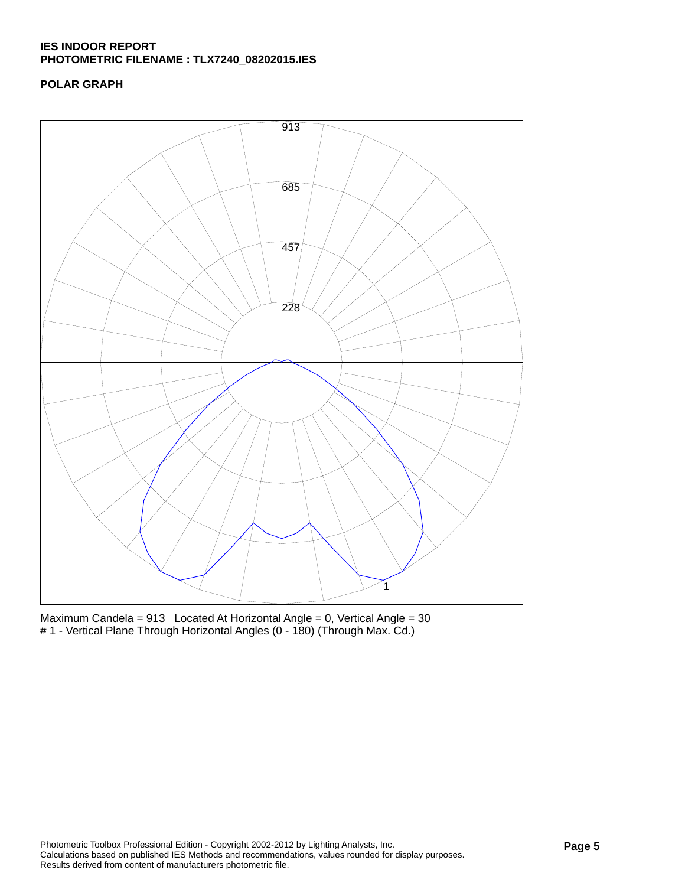**IES INDOOR REPORT**
**PHOTOMETRIC FILENAME : TLX7240_08202015.IES**

**POLAR GRAPH**

913
685
457
228
1

Maximum Candela = 913   Located At Horizontal Angle = 0, Vertical Angle = 30
# 1 - Vertical Plane Through Horizontal Angles (0 - 180) (Through Max. Cd.)

Photometric Toolbox Professional Edition - Copyright 2002-2012 by Lighting Analysts, Inc.
Calculations based on published IES Methods and recommendations, values rounded for display purposes.
Results derived from content of manufacturers photometric file.